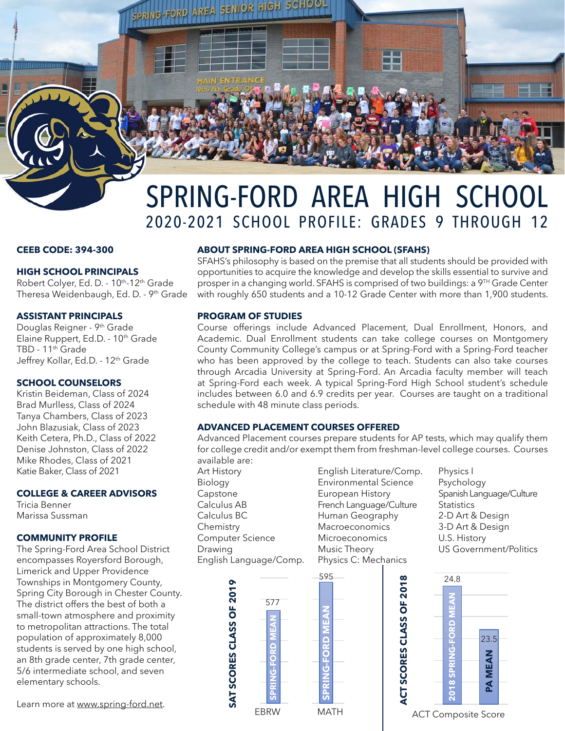# SPRING-FORD AREA HIGH SCHOOL

## 2020-2021 SCHOOL PROFILE: GRADES 9 THROUGH 12

**CEEB CODE: 394-300**

**HIGH SCHOOL PRINCIPALS**

Robert Colyer, Ed. D. - 10th-12th Grade
Theresa Weidenbaugh, Ed. D. - 9th Grade

**ASSISTANT PRINCIPALS**

Douglas Reigner - 9th Grade
Elaine Ruppert, Ed.D. - 10th Grade
TBD - 11th Grade
Jeffrey Kollar, Ed.D. - 12th Grade

**SCHOOL COUNSELORS**

Kristin Beideman, Class of 2024
Brad Murlless, Class of 2024
Tanya Chambers, Class of 2023
John Blazusiak, Class of 2023
Keith Cetera, Ph.D., Class of 2022
Denise Johnston, Class of 2022
Mike Rhodes, Class of 2021
Katie Baker, Class of 2021

**COLLEGE & CAREER ADVISORS**

Tricia Benner
Marissa Sussman

**COMMUNITY PROFILE**

The Spring-Ford Area School District encompasses Royersford Borough, Limerick and Upper Providence Townships in Montgomery County, Spring City Borough in Chester County. The district offers the best of both a small-town atmosphere and proximity to metropolitan attractions. The total population of approximately 8,000 students is served by one high school, an 8th grade center, 7th grade center, 5/6 intermediate school, and seven elementary schools.

Learn more at www.spring-ford.net.

**ABOUT SPRING-FORD AREA HIGH SCHOOL (SFAHS)**

SFAHS's philosophy is based on the premise that all students should be provided with opportunities to acquire the knowledge and develop the skills essential to survive and prosper in a changing world. SFAHS is comprised of two buildings: a 9TH Grade Center with roughly 650 students and a 10-12 Grade Center with more than 1,900 students.

**PROGRAM OF STUDIES**

Course offerings include Advanced Placement, Dual Enrollment, Honors, and Academic. Dual Enrollment students can take college courses on Montgomery County Community College's campus or at Spring-Ford with a Spring-Ford teacher who has been approved by the college to teach. Students can also take courses through Arcadia University at Spring-Ford. An Arcadia faculty member will teach at Spring-Ford each week. A typical Spring-Ford High School student's schedule includes between 6.0 and 6.9 credits per year. Courses are taught on a traditional schedule with 48 minute class periods.

**ADVANCED PLACEMENT COURSES OFFERED**

Advanced Placement courses prepare students for AP tests, which may qualify them for college credit and/or exempt them from freshman-level college courses. Courses available are:

- Art History
- Biology
- Capstone
- Calculus AB
- Calculus BC
- Chemistry
- Computer Science
- Drawing
- English Language/Comp.
- English Literature/Comp.
- Environmental Science
- European History
- French Language/Culture
- Human Geography
- Macroeconomics
- Microeconomics
- Music Theory
- Physics C: Mechanics
- Physics I
- Psychology
- Spanish Language/Culture
- Statistics
- 2-D Art & Design
- 3-D Art & Design
- U.S. History
- US Government/Politics

**SAT SCORES CLASS OF 2019**

| | Spring-Ford Mean |
|---|---|
| EBRW | 577 |
| MATH | 595 |

**ACT SCORES CLASS OF 2018**

| ACT Composite Score | |
|---|---|
| 2018 Spring-Ford Mean | 24.8 |
| PA Mean | 23.5 |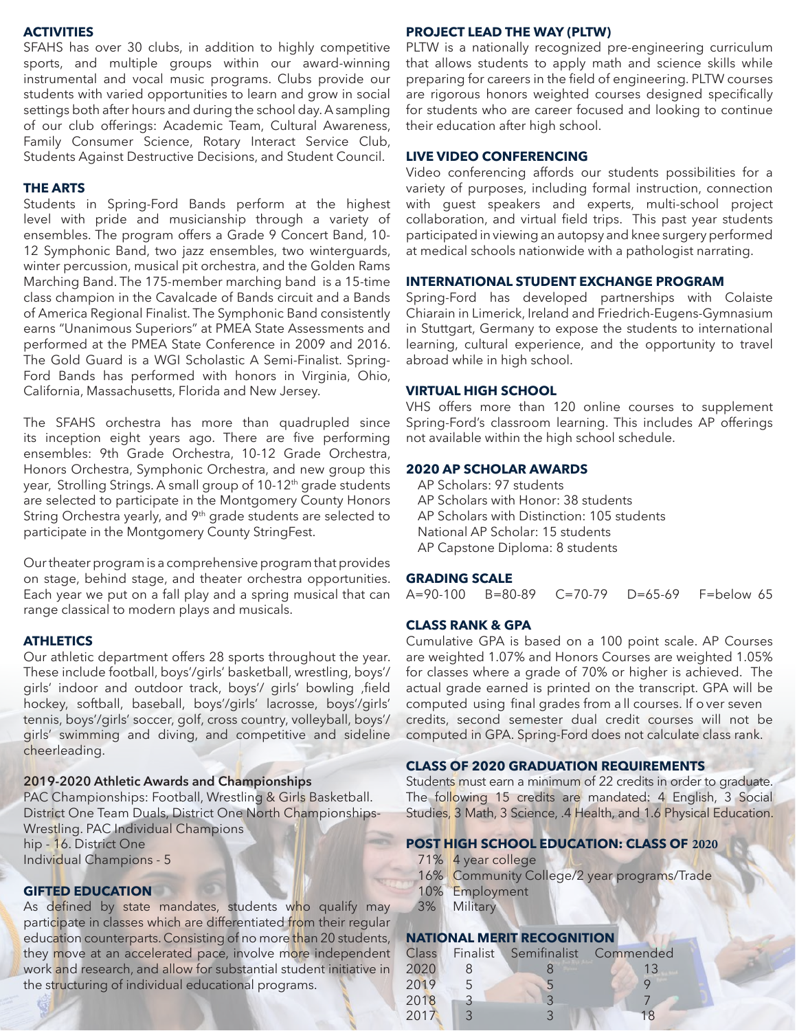## ACTIVITIES

SFAHS has over 30 clubs, in addition to highly competitive sports, and multiple groups within our award-winning instrumental and vocal music programs. Clubs provide our students with varied opportunities to learn and grow in social settings both after hours and during the school day. A sampling of our club offerings: Academic Team, Cultural Awareness, Family Consumer Science, Rotary Interact Service Club, Students Against Destructive Decisions, and Student Council.

## THE ARTS

Students in Spring-Ford Bands perform at the highest level with pride and musicianship through a variety of ensembles. The program offers a Grade 9 Concert Band, 10-12 Symphonic Band, two jazz ensembles, two winterguards, winter percussion, musical pit orchestra, and the Golden Rams Marching Band. The 175-member marching band is a 15-time class champion in the Cavalcade of Bands circuit and a Bands of America Regional Finalist. The Symphonic Band consistently earns "Unanimous Superiors" at PMEA State Assessments and performed at the PMEA State Conference in 2009 and 2016. The Gold Guard is a WGI Scholastic A Semi-Finalist. Spring-Ford Bands has performed with honors in Virginia, Ohio, California, Massachusetts, Florida and New Jersey.

The SFAHS orchestra has more than quadrupled since its inception eight years ago. There are five performing ensembles: 9th Grade Orchestra, 10-12 Grade Orchestra, Honors Orchestra, Symphonic Orchestra, and new group this year, Strolling Strings. A small group of 10-12th grade students are selected to participate in the Montgomery County Honors String Orchestra yearly, and 9th grade students are selected to participate in the Montgomery County StringFest.

Our theater program is a comprehensive program that provides on stage, behind stage, and theater orchestra opportunities. Each year we put on a fall play and a spring musical that can range classical to modern plays and musicals.

## ATHLETICS

Our athletic department offers 28 sports throughout the year. These include football, boys'/girls' basketball, wrestling, boys'/girls' indoor and outdoor track, boys'/ girls' bowling ,field hockey, softball, baseball, boys'/girls' lacrosse, boys'/girls' tennis, boys'/girls' soccer, golf, cross country, volleyball, boys'/girls' swimming and diving, and competitive and sideline cheerleading.

**2019-2020 Athletic Awards and Championships**

PAC Championships: Football, Wrestling & Girls Basketball. District One Team Duals, District One North Championships-Wrestling. PAC Individual Champions hip - 16. District One Individual Champions - 5

## GIFTED EDUCATION

As defined by state mandates, students who qualify may participate in classes which are differentiated from their regular education counterparts. Consisting of no more than 20 students, they move at an accelerated pace, involve more independent work and research, and allow for substantial student initiative in the structuring of individual educational programs.

## PROJECT LEAD THE WAY (PLTW)

PLTW is a nationally recognized pre-engineering curriculum that allows students to apply math and science skills while preparing for careers in the field of engineering. PLTW courses are rigorous honors weighted courses designed specifically for students who are career focused and looking to continue their education after high school.

## LIVE VIDEO CONFERENCING

Video conferencing affords our students possibilities for a variety of purposes, including formal instruction, connection with guest speakers and experts, multi-school project collaboration, and virtual field trips. This past year students participated in viewing an autopsy and knee surgery performed at medical schools nationwide with a pathologist narrating.

## INTERNATIONAL STUDENT EXCHANGE PROGRAM

Spring-Ford has developed partnerships with Colaiste Chiarain in Limerick, Ireland and Friedrich-Eugens-Gymnasium in Stuttgart, Germany to expose the students to international learning, cultural experience, and the opportunity to travel abroad while in high school.

## VIRTUAL HIGH SCHOOL

VHS offers more than 120 online courses to supplement Spring-Ford's classroom learning. This includes AP offerings not available within the high school schedule.

## 2020 AP SCHOLAR AWARDS

AP Scholars: 97 students
AP Scholars with Honor: 38 students
AP Scholars with Distinction: 105 students
National AP Scholar: 15 students
AP Capstone Diploma: 8 students

## GRADING SCALE

A=90-100 B=80-89 C=70-79 D=65-69 F=below 65

## CLASS RANK & GPA

Cumulative GPA is based on a 100 point scale. AP Courses are weighted 1.07% and Honors Courses are weighted 1.05% for classes where a grade of 70% or higher is achieved. The actual grade earned is printed on the transcript. GPA will be computed using final grades from all courses. If over seven credits, second semester dual credit courses will not be computed in GPA. Spring-Ford does not calculate class rank.

## CLASS OF 2020 GRADUATION REQUIREMENTS

Students must earn a minimum of 22 credits in order to graduate. The following 15 credits are mandated: 4 English, 3 Social Studies, 3 Math, 3 Science, .4 Health, and 1.6 Physical Education.

## POST HIGH SCHOOL EDUCATION: CLASS OF 2020

71% 4 year college
16% Community College/2 year programs/Trade
10% Employment
3% Military

## NATIONAL MERIT RECOGNITION

| Class | Finalist | Semifinalist | Commended |
|---|---|---|---|
| 2020 | 8 | 8 | 13 |
| 2019 | 5 | 5 | 9 |
| 2018 | 3 | 3 | 7 |
| 2017 | 3 | 3 | 18 |